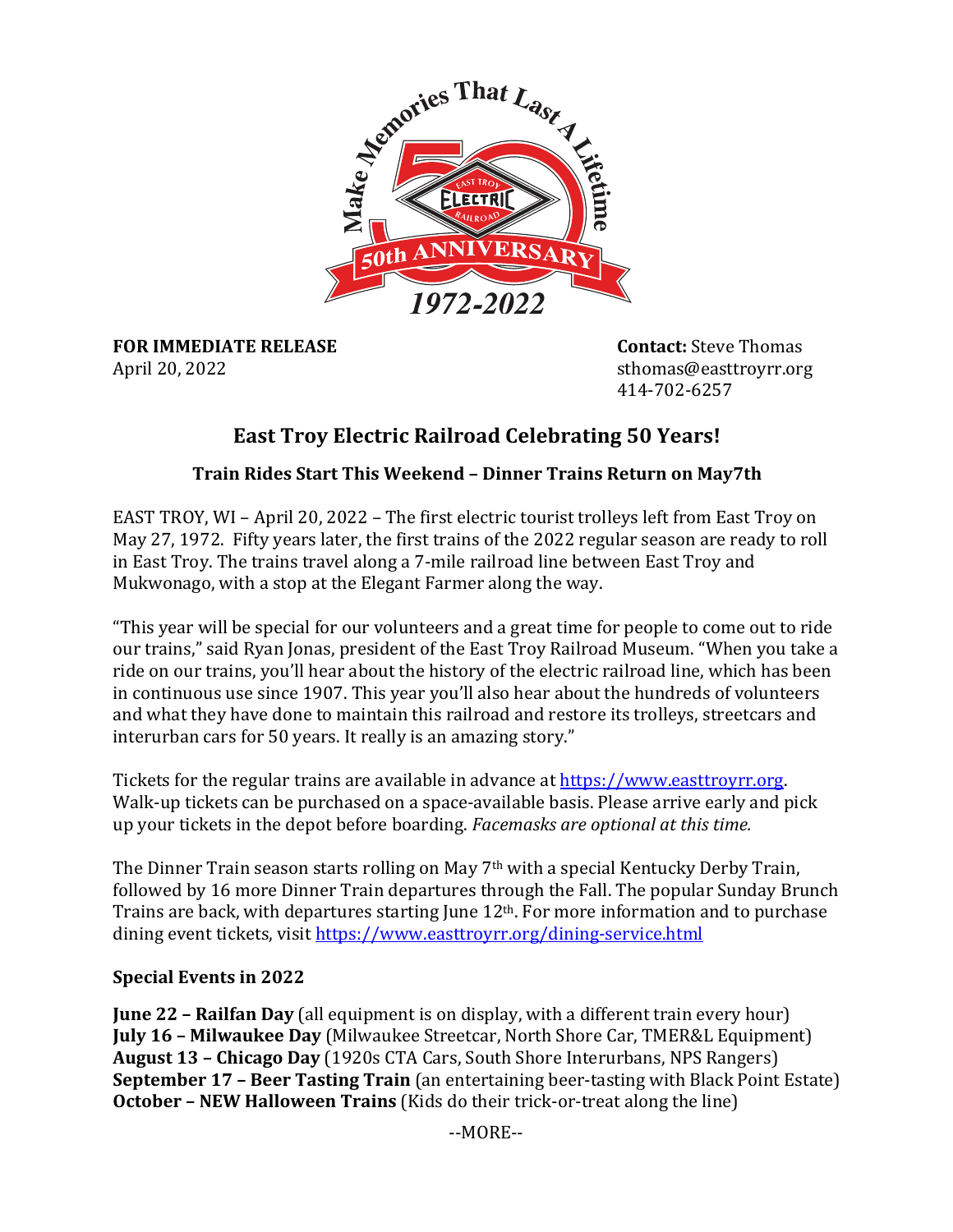**FOR IMMEDIATE RELEASE**
April 20, 2022

**Contact:** Steve Thomas
sthomas@easttroyrr.org
414-702-6257

## East Troy Electric Railroad Celebrating 50 Years!

### Train Rides Start This Weekend – Dinner Trains Return on May7th

EAST TROY, WI – April 20, 2022 – The first electric tourist trolleys left from East Troy on May 27, 1972. Fifty years later, the first trains of the 2022 regular season are ready to roll in East Troy. The trains travel along a 7-mile railroad line between East Troy and Mukwonago, with a stop at the Elegant Farmer along the way.

"This year will be special for our volunteers and a great time for people to come out to ride our trains," said Ryan Jonas, president of the East Troy Railroad Museum. "When you take a ride on our trains, you'll hear about the history of the electric railroad line, which has been in continuous use since 1907. This year you'll also hear about the hundreds of volunteers and what they have done to maintain this railroad and restore its trolleys, streetcars and interurban cars for 50 years. It really is an amazing story."

Tickets for the regular trains are available in advance at https://www.easttroyrr.org. Walk-up tickets can be purchased on a space-available basis. Please arrive early and pick up your tickets in the depot before boarding. *Facemasks are optional at this time.*

The Dinner Train season starts rolling on May 7th with a special Kentucky Derby Train, followed by 16 more Dinner Train departures through the Fall. The popular Sunday Brunch Trains are back, with departures starting June 12th. For more information and to purchase dining event tickets, visit https://www.easttroyrr.org/dining-service.html

**Special Events in 2022**

**June 22 – Railfan Day** (all equipment is on display, with a different train every hour)
**July 16 – Milwaukee Day** (Milwaukee Streetcar, North Shore Car, TMER&L Equipment)
**August 13 – Chicago Day** (1920s CTA Cars, South Shore Interurbans, NPS Rangers)
**September 17 – Beer Tasting Train** (an entertaining beer-tasting with Black Point Estate)
**October – NEW Halloween Trains** (Kids do their trick-or-treat along the line)

--MORE--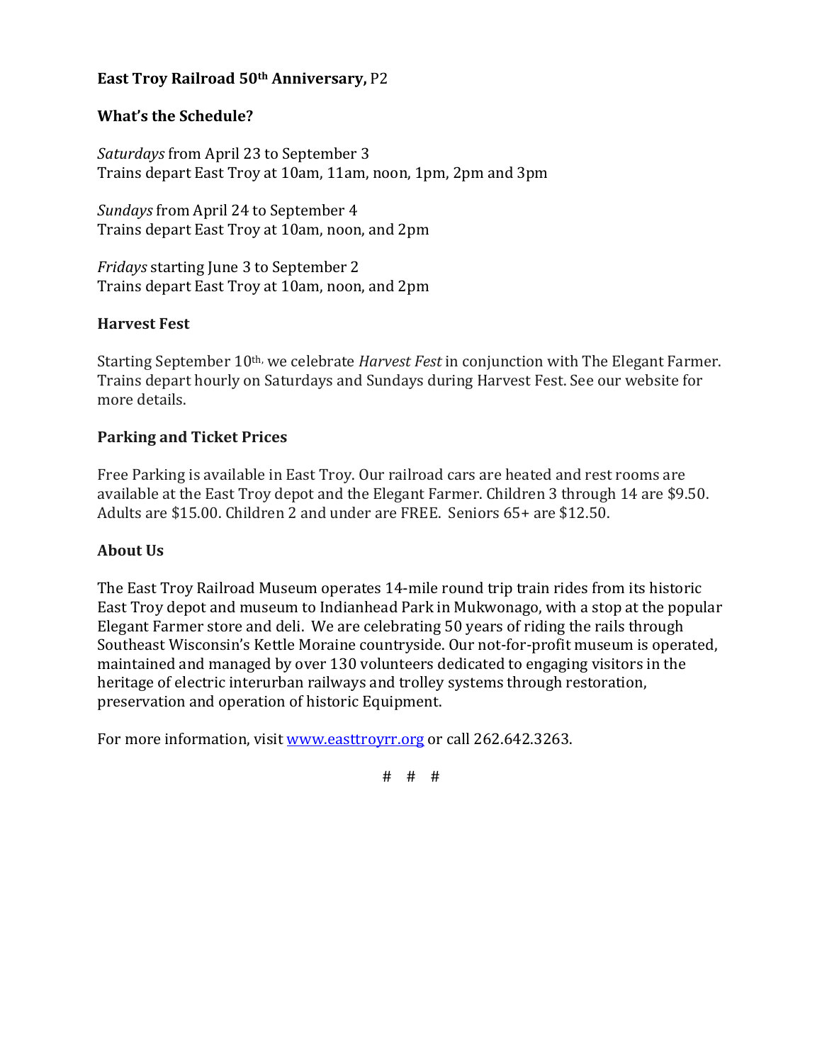**East Troy Railroad 50th Anniversary,** P2

**What's the Schedule?**

*Saturdays* from April 23 to September 3
Trains depart East Troy at 10am, 11am, noon, 1pm, 2pm and 3pm

*Sundays* from April 24 to September 4
Trains depart East Troy at 10am, noon, and 2pm

*Fridays* starting June 3 to September 2
Trains depart East Troy at 10am, noon, and 2pm

**Harvest Fest**

Starting September 10th, we celebrate *Harvest Fest* in conjunction with The Elegant Farmer. Trains depart hourly on Saturdays and Sundays during Harvest Fest. See our website for more details.

**Parking and Ticket Prices**

Free Parking is available in East Troy. Our railroad cars are heated and rest rooms are available at the East Troy depot and the Elegant Farmer. Children 3 through 14 are $9.50. Adults are $15.00. Children 2 and under are FREE. Seniors 65+ are $12.50.

**About Us**

The East Troy Railroad Museum operates 14-mile round trip train rides from its historic East Troy depot and museum to Indianhead Park in Mukwonago, with a stop at the popular Elegant Farmer store and deli. We are celebrating 50 years of riding the rails through Southeast Wisconsin's Kettle Moraine countryside. Our not-for-profit museum is operated, maintained and managed by over 130 volunteers dedicated to engaging visitors in the heritage of electric interurban railways and trolley systems through restoration, preservation and operation of historic Equipment.

For more information, visit www.easttroyrr.org or call 262.642.3263.

# # #